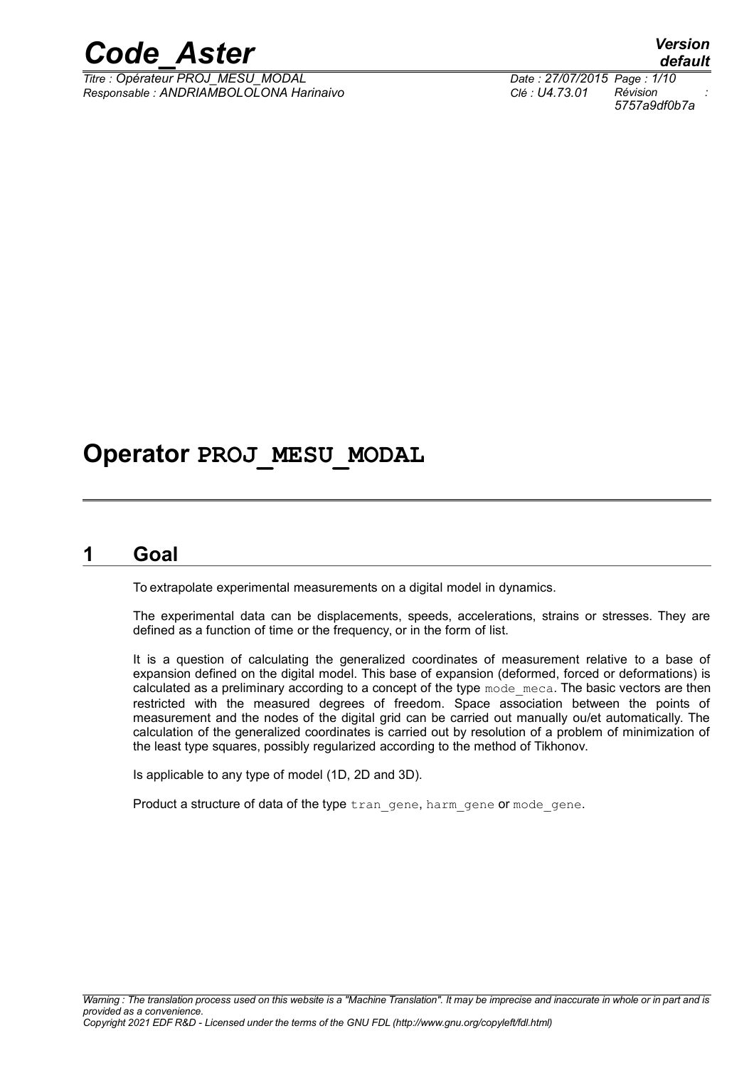# Operator PROJ_MESU_MODAL

## 1 Goal

To extrapolate experimental measurements on a digital model in dynamics.

The experimental data can be displacements, speeds, accelerations, strains or stresses. They are defined as a function of time or the frequency, or in the form of list.

It is a question of calculating the generalized coordinates of measurement relative to a base of expansion defined on the digital model. This base of expansion (deformed, forced or deformations) is calculated as a preliminary according to a concept of the type mode_meca. The basic vectors are then restricted with the measured degrees of freedom. Space association between the points of measurement and the nodes of the digital grid can be carried out manually ou/et automatically. The calculation of the generalized coordinates is carried out by resolution of a problem of minimization of the least type squares, possibly regularized according to the method of Tikhonov.

Is applicable to any type of model (1D, 2D and 3D).

Product a structure of data of the type tran_gene, harm_gene or mode_gene.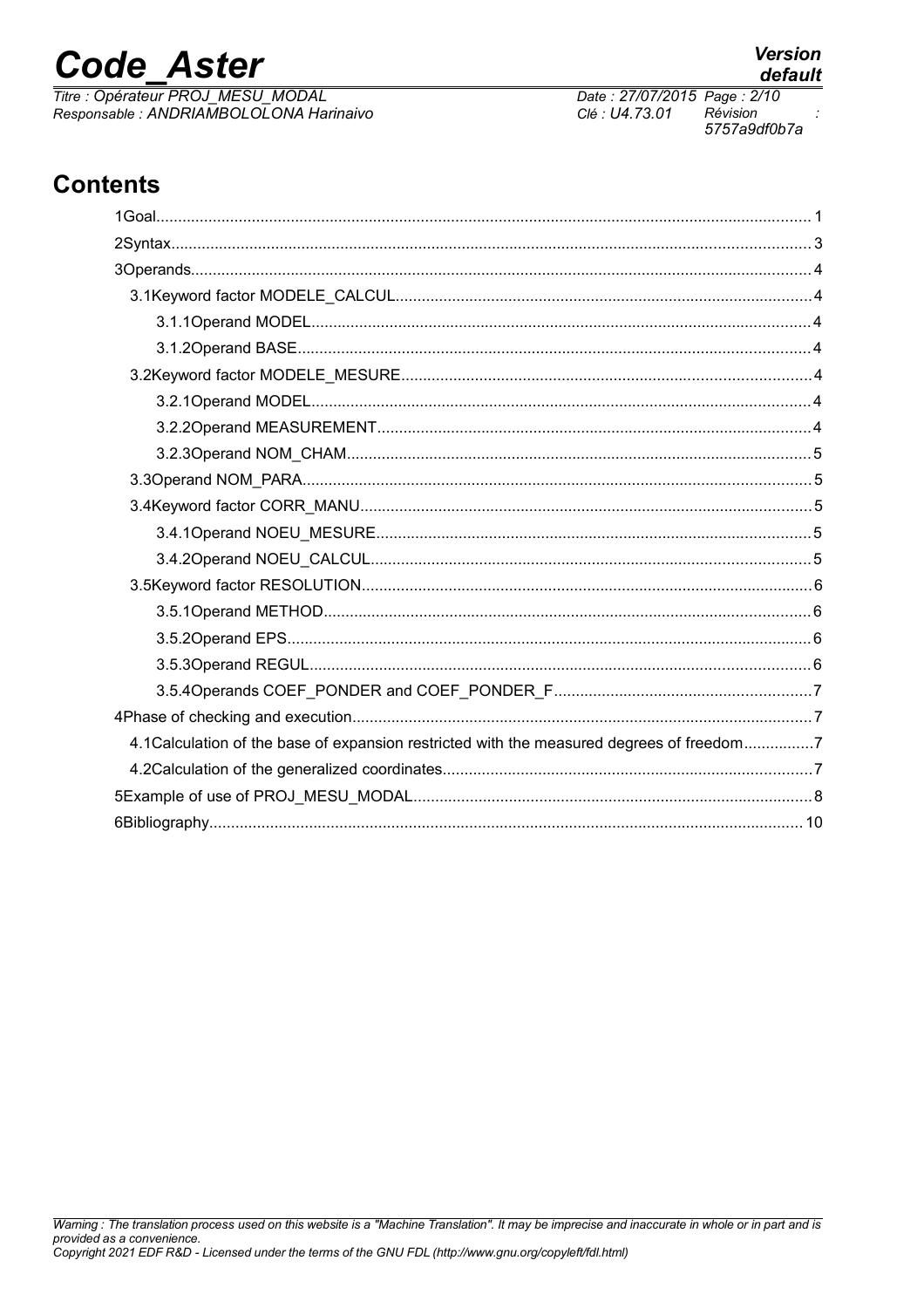## Contents

1Goal........................................................................................................................................... 1

2Syntax........................................................................................................................................ 3

3Operands.................................................................................................................................... 4

3.1Keyword factor MODELE_CALCUL.......................................................................................... 4

3.1.1Operand MODEL.................................................................................................................. 4

3.1.2Operand BASE..................................................................................................................... 4

3.2Keyword factor MODELE_MESURE......................................................................................... 4

3.2.1Operand MODEL.................................................................................................................. 4

3.2.2Operand MEASUREMENT.................................................................................................... 4

3.2.3Operand NOM_CHAM........................................................................................................... 5

3.3Operand NOM_PARA................................................................................................................ 5

3.4Keyword factor CORR_MANU.................................................................................................. 5

3.4.1Operand NOEU_MESURE..................................................................................................... 5

3.4.2Operand NOEU_CALCUL...................................................................................................... 5

3.5Keyword factor RESOLUTION.................................................................................................. 6

3.5.1Operand METHOD................................................................................................................ 6

3.5.2Operand EPS........................................................................................................................ 6

3.5.3Operand REGUL.................................................................................................................... 6

3.5.4Operands COEF_PONDER and COEF_PONDER_F............................................................ 7

4Phase of checking and execution................................................................................................ 7

4.1Calculation of the base of expansion restricted with the measured degrees of freedom................ 7

4.2Calculation of the generalized coordinates.................................................................................. 7

5Example of use of PROJ_MESU_MODAL.................................................................................... 8

6Bibliography............................................................................................................................... 10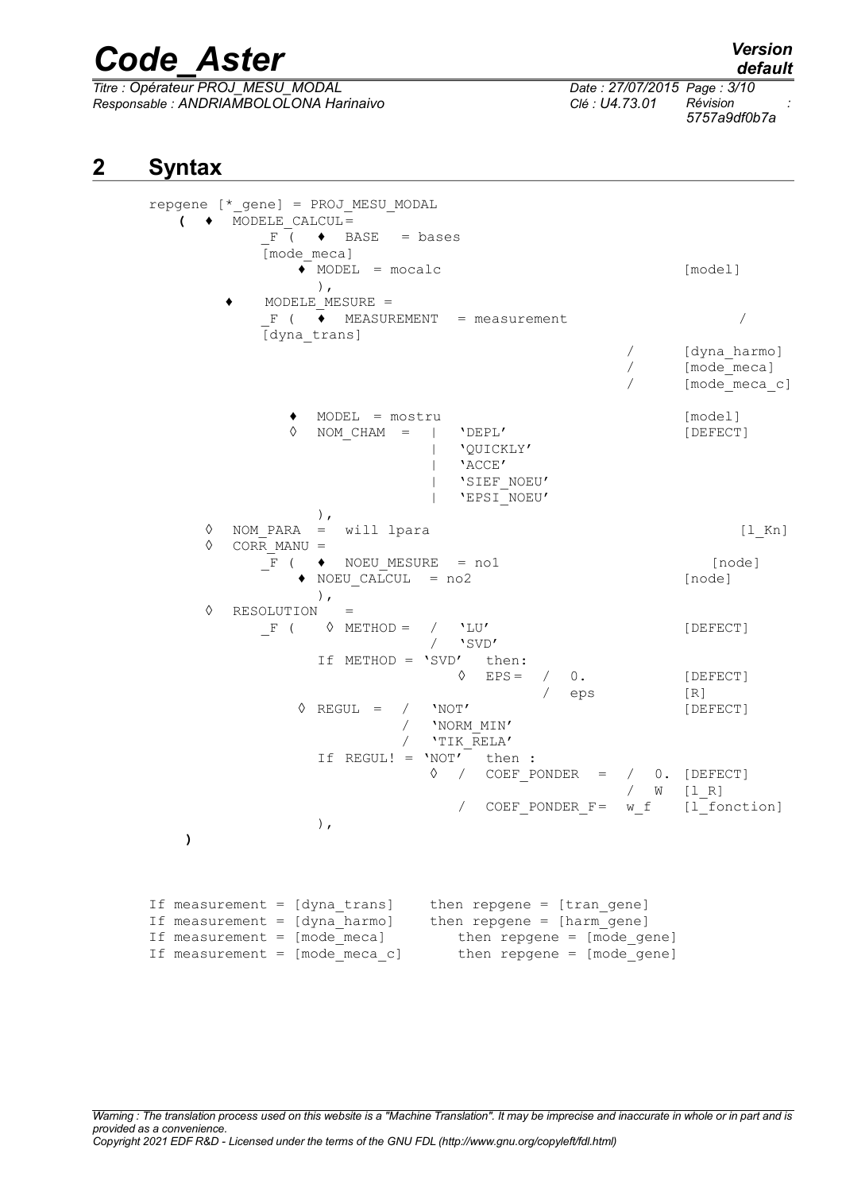## 2 Syntax

```
repgene [*_gene] = PROJ_MESU_MODAL
   (  ♦  MODELE_CALCUL=
            _F (  ♦  BASE   = bases
            [mode_meca]
                ♦ MODEL  = mocalc                                    [model]
                  ),
        ♦    MODELE_MESURE =
            _F (  ♦  MEASUREMENT  = measurement                          /
            [dyna_trans]
                                                            /      [dyna_harmo]
                                                            /      [mode_meca]
                                                            /      [mode_meca_c]

               ♦  MODEL = mostru                                   [model]
               ◊  NOM_CHAM  =  |   'DEPL'                          [DEFECT]
                               |   'QUICKLY'
                               |   'ACCE'
                               |   'SIEF_NOEU'
                               |   'EPSI_NOEU'
                  ),
      ◊  NOM_PARA  =  will lpara                                      [l_Kn]
      ◊  CORR_MANU =
            _F (  ♦  NOEU_MESURE  = no1                              [node]
                ♦ NOEU_CALCUL  = no2                               [node]
                  ),
      ◊  RESOLUTION   =
            _F (   ◊ METHOD =  /  'LU'                             [DEFECT]
                               /  'SVD'
                  If METHOD = 'SVD'   then:
                               ◊  EPS =  /  0.                     [DEFECT]
                                         /  eps                    [R]
               ◊ REGUL  =  /   'NOT'                               [DEFECT]
                           /   'NORM_MIN'
                           /   'TIK_RELA'
                  If REGUL! = 'NOT'   then :
                            ◊  /  COEF_PONDER  =  /  0.  [DEFECT]
                                                  /  W   [l_R]
                               /  COEF_PONDER_F=  w_f    [l_fonction]
                  ),
   )


If measurement = [dyna_trans]     then repgene = [tran_gene]
If measurement = [dyna_harmo]     then repgene = [harm_gene]
If measurement = [mode_meca]         then repgene = [mode_gene]
If measurement = [mode_meca_c]       then repgene = [mode_gene]
```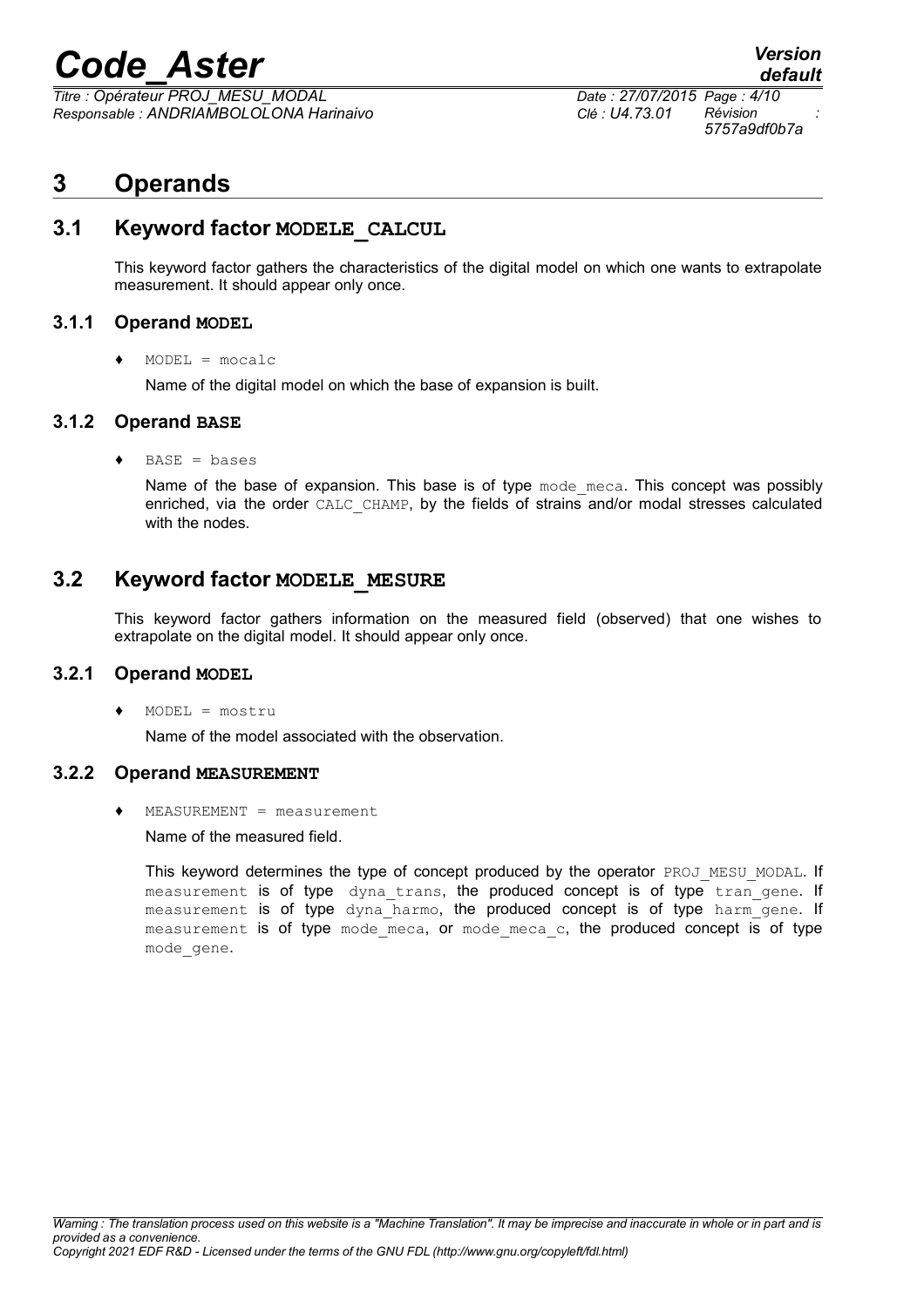# 3 Operands

## 3.1 Keyword factor MODELE_CALCUL

This keyword factor gathers the characteristics of the digital model on which one wants to extrapolate measurement. It should appear only once.

### 3.1.1 Operand MODEL

♦ MODEL = mocalc

Name of the digital model on which the base of expansion is built.

### 3.1.2 Operand BASE

♦ BASE = bases

Name of the base of expansion. This base is of type mode_meca. This concept was possibly enriched, via the order CALC_CHAMP, by the fields of strains and/or modal stresses calculated with the nodes.

## 3.2 Keyword factor MODELE_MESURE

This keyword factor gathers information on the measured field (observed) that one wishes to extrapolate on the digital model. It should appear only once.

### 3.2.1 Operand MODEL

♦ MODEL = mostru

Name of the model associated with the observation.

### 3.2.2 Operand MEASUREMENT

♦ MEASUREMENT = measurement

Name of the measured field.

This keyword determines the type of concept produced by the operator PROJ_MESU_MODAL. If measurement is of type dyna_trans, the produced concept is of type tran_gene. If measurement is of type dyna_harmo, the produced concept is of type harm_gene. If measurement is of type mode_meca, or mode_meca_c, the produced concept is of type mode_gene.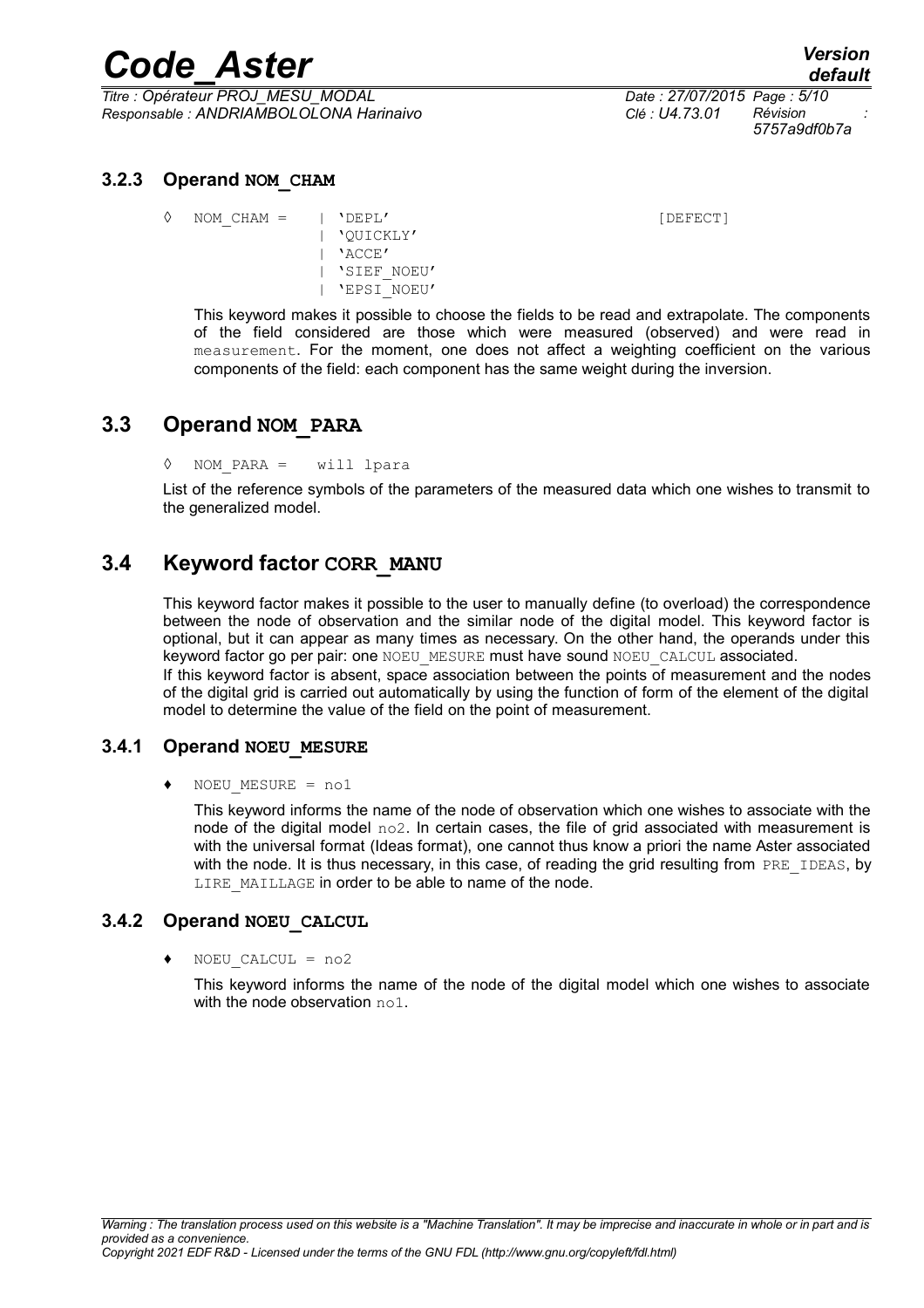### 3.2.3 Operand NOM_CHAM

```
◊  NOM_CHAM =    | 'DEPL'                                    [DEFECT]
                 | 'QUICKLY'
                 | 'ACCE'
                 | 'SIEF_NOEU'
                 | 'EPSI_NOEU'
```

This keyword makes it possible to choose the fields to be read and extrapolate. The components of the field considered are those which were measured (observed) and were read in `measurement`. For the moment, one does not affect a weighting coefficient on the various components of the field: each component has the same weight during the inversion.

## 3.3 Operand NOM_PARA

```
◊  NOM_PARA =   will lpara
```

List of the reference symbols of the parameters of the measured data which one wishes to transmit to the generalized model.

## 3.4 Keyword factor CORR_MANU

This keyword factor makes it possible to the user to manually define (to overload) the correspondence between the node of observation and the similar node of the digital model. This keyword factor is optional, but it can appear as many times as necessary. On the other hand, the operands under this keyword factor go per pair: one `NOEU_MESURE` must have sound `NOEU_CALCUL` associated.
If this keyword factor is absent, space association between the points of measurement and the nodes of the digital grid is carried out automatically by using the function of form of the element of the digital model to determine the value of the field on the point of measurement.

### 3.4.1 Operand NOEU_MESURE

```
♦  NOEU_MESURE = no1
```

This keyword informs the name of the node of observation which one wishes to associate with the node of the digital model `no2`. In certain cases, the file of grid associated with measurement is with the universal format (Ideas format), one cannot thus know a priori the name Aster associated with the node. It is thus necessary, in this case, of reading the grid resulting from `PRE_IDEAS`, by `LIRE_MAILLAGE` in order to be able to name of the node.

### 3.4.2 Operand NOEU_CALCUL

```
♦  NOEU_CALCUL = no2
```

This keyword informs the name of the node of the digital model which one wishes to associate with the node observation `no1`.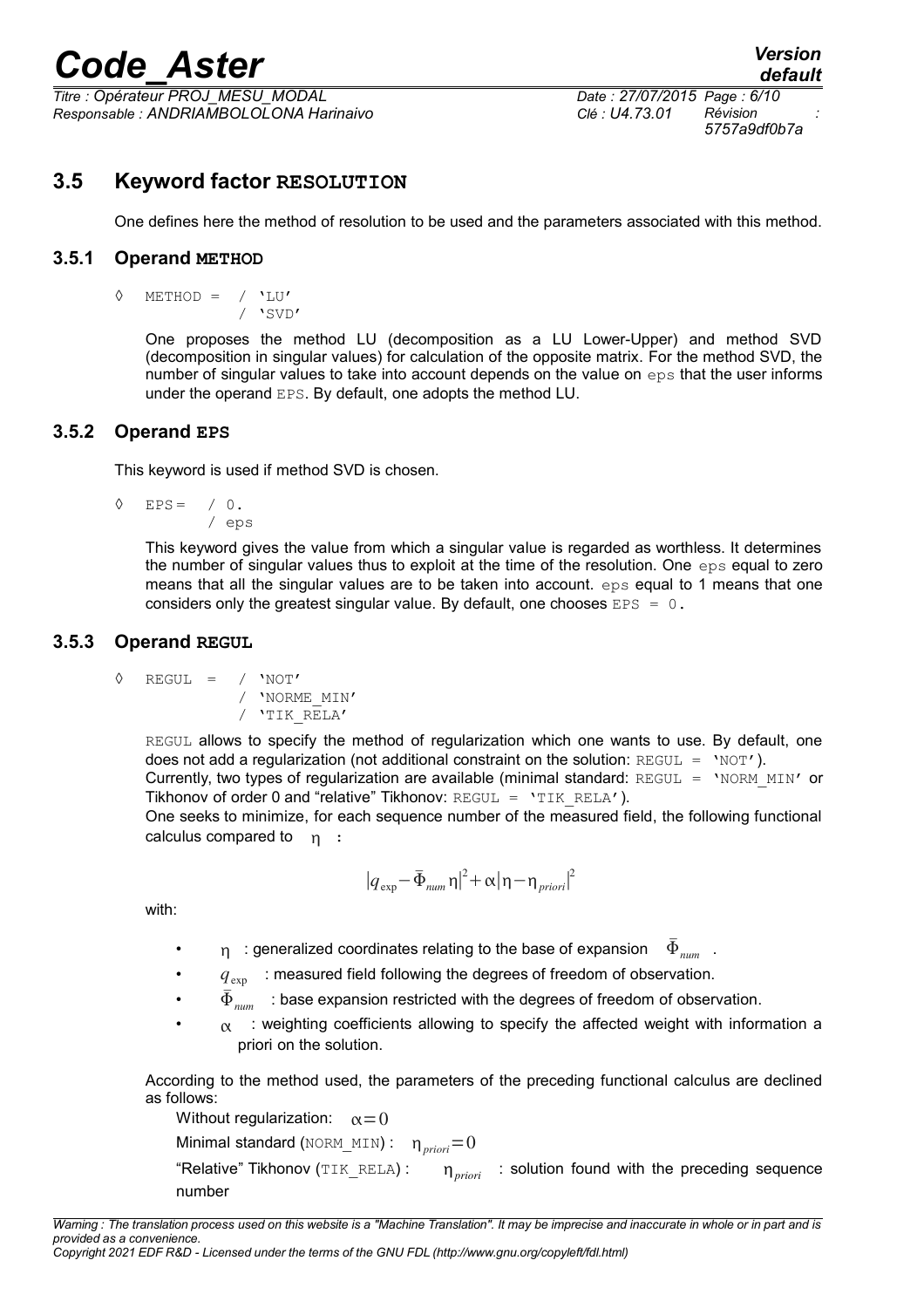## 3.5 Keyword factor RESOLUTION

One defines here the method of resolution to be used and the parameters associated with this method.

### 3.5.1 Operand METHOD

```
◊  METHOD =  / 'LU'
             / 'SVD'
```

One proposes the method LU (decomposition as a LU Lower-Upper) and method SVD (decomposition in singular values) for calculation of the opposite matrix. For the method SVD, the number of singular values to take into account depends on the value on eps that the user informs under the operand EPS. By default, one adopts the method LU.

### 3.5.2 Operand EPS

This keyword is used if method SVD is chosen.

```
◊  EPS =  / 0.
          / eps
```

This keyword gives the value from which a singular value is regarded as worthless. It determines the number of singular values thus to exploit at the time of the resolution. One eps equal to zero means that all the singular values are to be taken into account. eps equal to 1 means that one considers only the greatest singular value. By default, one chooses EPS = 0.

### 3.5.3 Operand REGUL

```
◊  REGUL  =  / 'NOT'
             / 'NORME_MIN'
             / 'TIK_RELA'
```

REGUL allows to specify the method of regularization which one wants to use. By default, one does not add a regularization (not additional constraint on the solution: REGUL = 'NOT').
Currently, two types of regularization are available (minimal standard: REGUL = 'NORM_MIN' or Tikhonov of order 0 and "relative" Tikhonov: REGUL = 'TIK_RELA').
One seeks to minimize, for each sequence number of the measured field, the following functional calculus compared to $\eta$ :

$$|q_{\exp}-\bar{\Phi}_{num}\eta|^2+\alpha|\eta-\eta_{priori}|^2$$

with:

- $\eta$ : generalized coordinates relating to the base of expansion $\bar{\Phi}_{num}$ .
- $q_{\exp}$ : measured field following the degrees of freedom of observation.
- $\bar{\Phi}_{num}$ : base expansion restricted with the degrees of freedom of observation.
- $\alpha$ : weighting coefficients allowing to specify the affected weight with information a priori on the solution.

According to the method used, the parameters of the preceding functional calculus are declined as follows:

Without regularization: $\alpha=0$

Minimal standard (NORM_MIN) : $\eta_{priori}=0$

"Relative" Tikhonov (TIK_RELA) : $\eta_{priori}$ : solution found with the preceding sequence number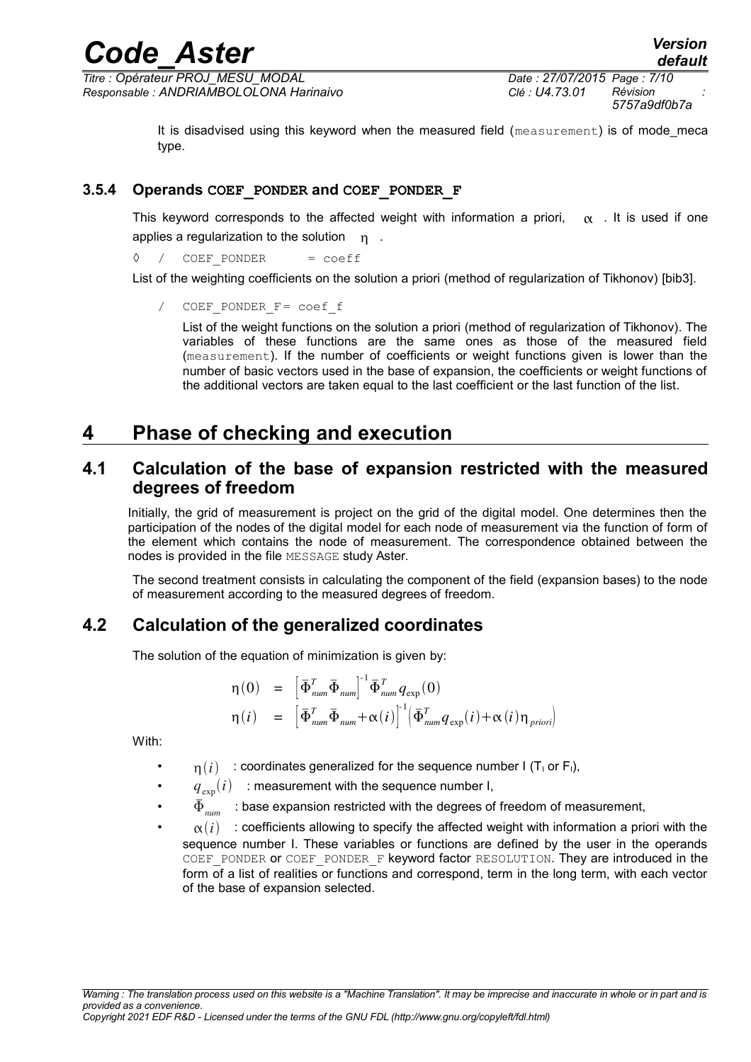It is disadvised using this keyword when the measured field (measurement) is of mode_meca type.

### 3.5.4 Operands COEF_PONDER and COEF_PONDER_F

This keyword corresponds to the affected weight with information a priori, $\alpha$. It is used if one applies a regularization to the solution $\eta$.

◊ / COEF_PONDER = coeff

List of the weighting coefficients on the solution a priori (method of regularization of Tikhonov) [bib3].

/ COEF_PONDER_F= coef_f

List of the weight functions on the solution a priori (method of regularization of Tikhonov). The variables of these functions are the same ones as those of the measured field (measurement). If the number of coefficients or weight functions given is lower than the number of basic vectors used in the base of expansion, the coefficients or weight functions of the additional vectors are taken equal to the last coefficient or the last function of the list.

# 4 Phase of checking and execution

## 4.1 Calculation of the base of expansion restricted with the measured degrees of freedom

Initially, the grid of measurement is project on the grid of the digital model. One determines then the participation of the nodes of the digital model for each node of measurement via the function of form of the element which contains the node of measurement. The correspondence obtained between the nodes is provided in the file MESSAGE study Aster.

The second treatment consists in calculating the component of the field (expansion bases) to the node of measurement according to the measured degrees of freedom.

## 4.2 Calculation of the generalized coordinates

The solution of the equation of minimization is given by:

$$\eta(0) = \left[\bar{\Phi}_{num}^T \bar{\Phi}_{num}\right]^{-1} \bar{\Phi}_{num}^T q_{\exp}(0)$$

$$\eta(i) = \left[\bar{\Phi}_{num}^T \bar{\Phi}_{num} + \alpha(i)\right]^{-1} \left(\bar{\Phi}_{num}^T q_{\exp}(i) + \alpha(i)\eta_{priori}\right)$$

With:

- $\eta(i)$ : coordinates generalized for the sequence number I ($T_I$ or $F_I$),
- $q_{\exp}(i)$ : measurement with the sequence number I,
- $\bar{\Phi}_{num}$ : base expansion restricted with the degrees of freedom of measurement,
- $\alpha(i)$ : coefficients allowing to specify the affected weight with information a priori with the sequence number I. These variables or functions are defined by the user in the operands COEF_PONDER or COEF_PONDER_F keyword factor RESOLUTION. They are introduced in the form of a list of realities or functions and correspond, term in the long term, with each vector of the base of expansion selected.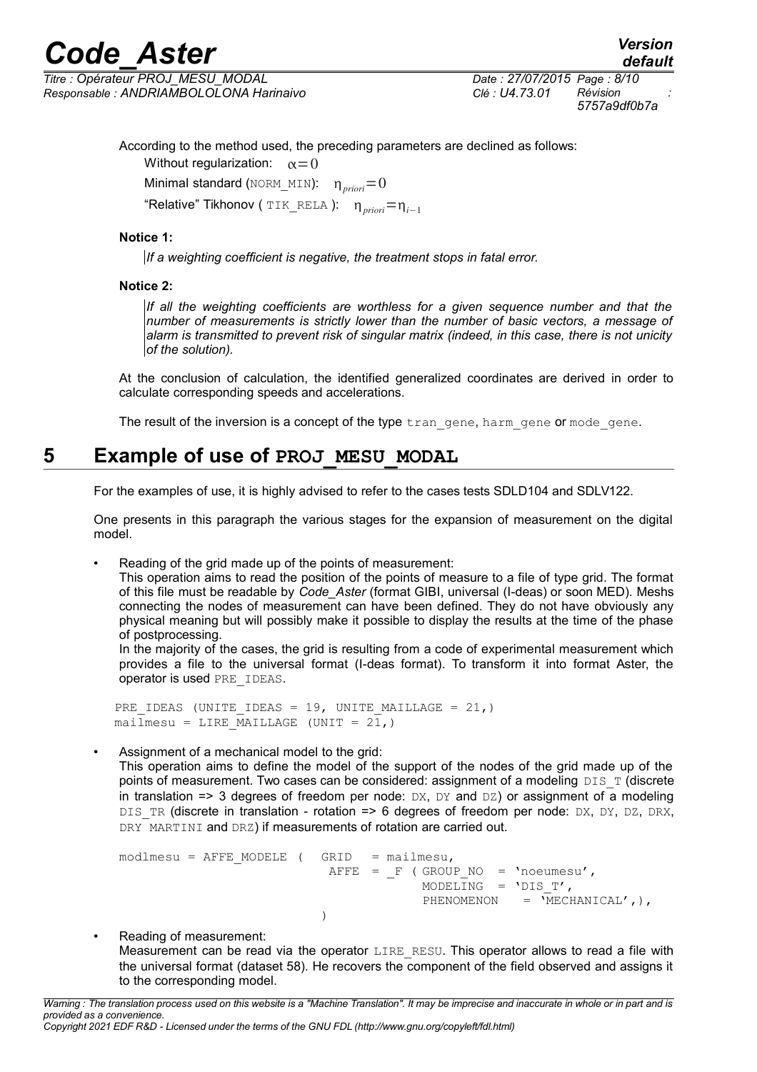According to the method used, the preceding parameters are declined as follows:

Without regularization: $\alpha=0$

Minimal standard (NORM_MIN): $\eta_{priori}=0$

"Relative" Tikhonov ( TIK_RELA ): $\eta_{priori}=\eta_{i-1}$

**Notice 1:**

*If a weighting coefficient is negative, the treatment stops in fatal error.*

**Notice 2:**

*If all the weighting coefficients are worthless for a given sequence number and that the number of measurements is strictly lower than the number of basic vectors, a message of alarm is transmitted to prevent risk of singular matrix (indeed, in this case, there is not unicity of the solution).*

At the conclusion of calculation, the identified generalized coordinates are derived in order to calculate corresponding speeds and accelerations.

The result of the inversion is a concept of the type tran_gene, harm_gene or mode_gene.

# 5 Example of use of PROJ_MESU_MODAL

For the examples of use, it is highly advised to refer to the cases tests SDLD104 and SDLV122.

One presents in this paragraph the various stages for the expansion of measurement on the digital model.

- Reading of the grid made up of the points of measurement:
  This operation aims to read the position of the points of measure to a file of type grid. The format of this file must be readable by *Code_Aster* (format GIBI, universal (I-deas) or soon MED). Meshs connecting the nodes of measurement can have been defined. They do not have obviously any physical meaning but will possibly make it possible to display the results at the time of the phase of postprocessing.
  In the majority of the cases, the grid is resulting from a code of experimental measurement which provides a file to the universal format (I-deas format). To transform it into format Aster, the operator is used PRE_IDEAS.

```
PRE_IDEAS (UNITE_IDEAS = 19, UNITE_MAILLAGE = 21,)
mailmesu = LIRE_MAILLAGE (UNIT = 21,)
```

- Assignment of a mechanical model to the grid:
  This operation aims to define the model of the support of the nodes of the grid made up of the points of measurement. Two cases can be considered: assignment of a modeling DIS_T (discrete in translation => 3 degrees of freedom per node: DX, DY and DZ) or assignment of a modeling DIS_TR (discrete in translation - rotation => 6 degrees of freedom per node: DX, DY, DZ, DRX, DRY MARTINI and DRZ) if measurements of rotation are carried out.

```
modlmesu = AFFE_MODELE (  GRID   = mailmesu,
                          AFFE  = _F ( GROUP_NO   = 'noeumesu',
                                       MODELING  = 'DIS_T',
                                       PHENOMENON    = 'MECHANICAL',),
                        )
```

- Reading of measurement:
  Measurement can be read via the operator LIRE_RESU. This operator allows to read a file with the universal format (dataset 58). He recovers the component of the field observed and assigns it to the corresponding model.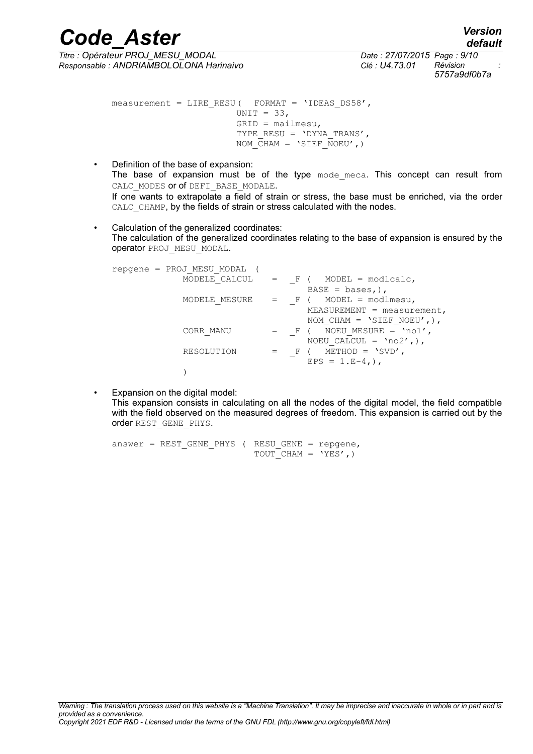```
measurement = LIRE_RESU(  FORMAT = 'IDEAS_DS58',
                          UNIT = 33,
                          GRID = mailmesu,
                          TYPE_RESU = 'DYNA_TRANS',
                          NOM_CHAM = 'SIEF_NOEU',)
```

- Definition of the base of expansion:
  The base of expansion must be of the type `mode_meca`. This concept can result from `CALC_MODES` or of `DEFI_BASE_MODALE`.
  If one wants to extrapolate a field of strain or stress, the base must be enriched, via the order `CALC_CHAMP`, by the fields of strain or stress calculated with the nodes.

- Calculation of the generalized coordinates:
  The calculation of the generalized coordinates relating to the base of expansion is ensured by the operator `PROJ_MESU_MODAL`.

```
repgene = PROJ_MESU_MODAL (
            MODELE_CALCUL    =   _F (  MODEL = modlcalc,
                                       BASE = bases,),
            MODELE_MESURE    =   _F (  MODEL = modlmesu,
                                       MEASUREMENT = measurement,
                                       NOM_CHAM = 'SIEF_NOEU',),
            CORR_MANU        =   _F (  NOEU_MESURE = 'no1',
                                       NOEU_CALCUL = 'no2',),
            RESOLUTION       =   _F (  METHOD = 'SVD',
                                       EPS = 1.E-4,),
            )
```

- Expansion on the digital model:
  This expansion consists in calculating on all the nodes of the digital model, the field compatible with the field observed on the measured degrees of freedom. This expansion is carried out by the order `REST_GENE_PHYS`.

```
answer = REST_GENE_PHYS ( RESU_GENE = repgene,
                          TOUT_CHAM = 'YES',)
```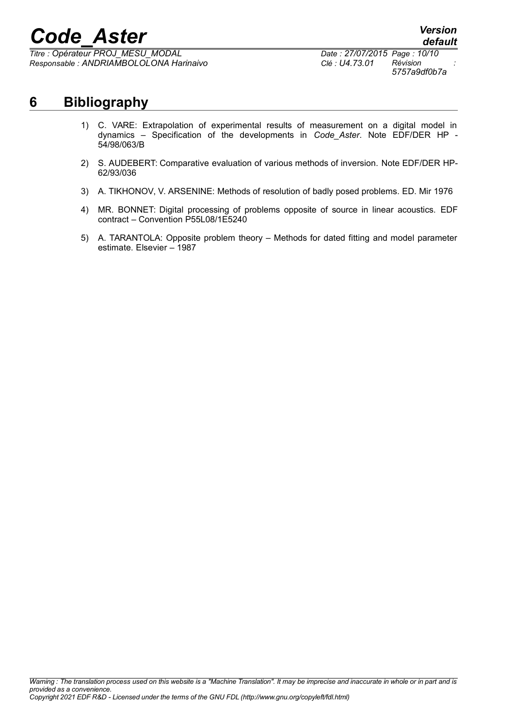# 6 Bibliography

1) C. VARE: Extrapolation of experimental results of measurement on a digital model in dynamics – Specification of the developments in *Code_Aster*. Note EDF/DER HP - 54/98/063/B

2) S. AUDEBERT: Comparative evaluation of various methods of inversion. Note EDF/DER HP-62/93/036

3) A. TIKHONOV, V. ARSENINE: Methods of resolution of badly posed problems. ED. Mir 1976

4) MR. BONNET: Digital processing of problems opposite of source in linear acoustics. EDF contract – Convention P55L08/1E5240

5) A. TARANTOLA: Opposite problem theory – Methods for dated fitting and model parameter estimate. Elsevier – 1987